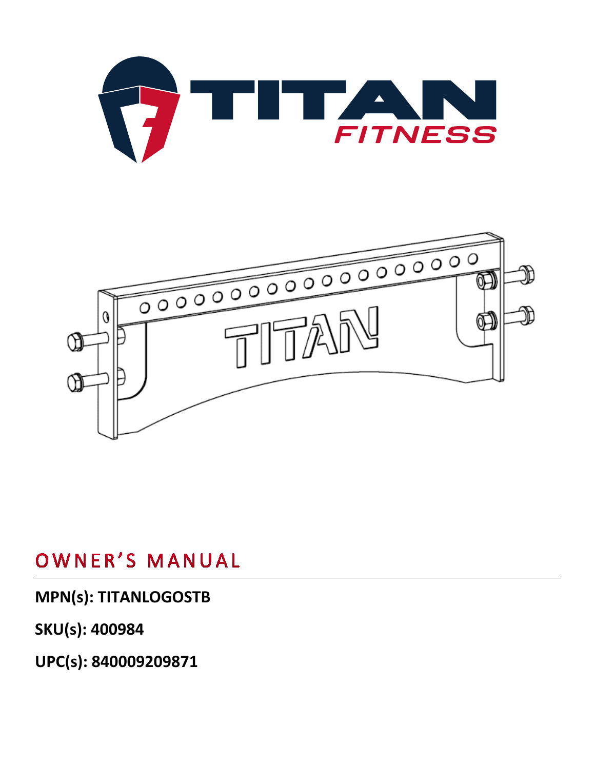# OWNER'S MANUAL

**MPN(s): TITANLOGOSTB**

**SKU(s): 400984**

**UPC(s): 840009209871**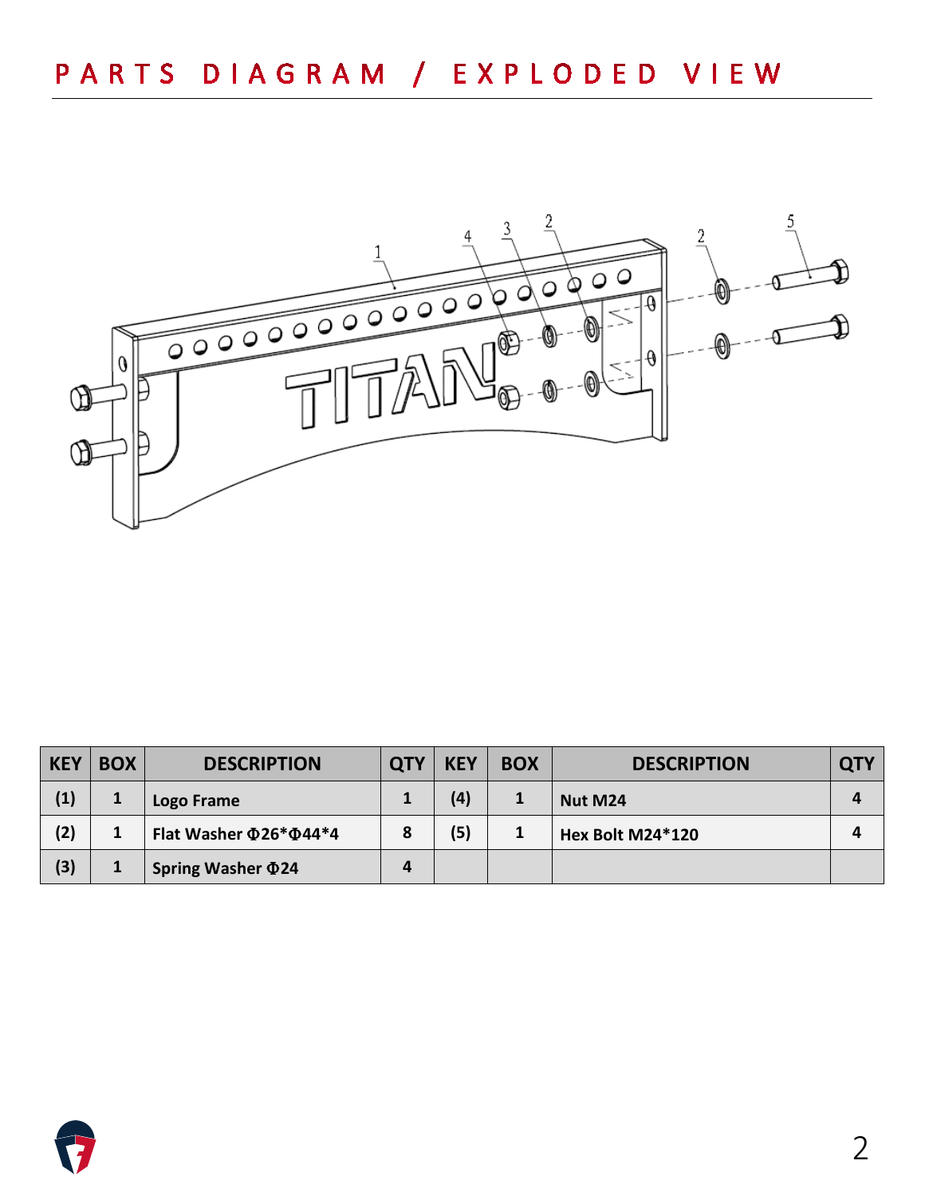# PARTS DIAGRAM / EXPLODED VIEW

| KEY | BOX | DESCRIPTION | QTY | KEY | BOX | DESCRIPTION | QTY |
|---|---|---|---|---|---|---|---|
| (1) | 1 | Logo Frame | 1 | (4) | 1 | Nut M24 | 4 |
| (2) | 1 | Flat Washer Φ26*Φ44*4 | 8 | (5) | 1 | Hex Bolt M24*120 | 4 |
| (3) | 1 | Spring Washer Φ24 | 4 | | | | |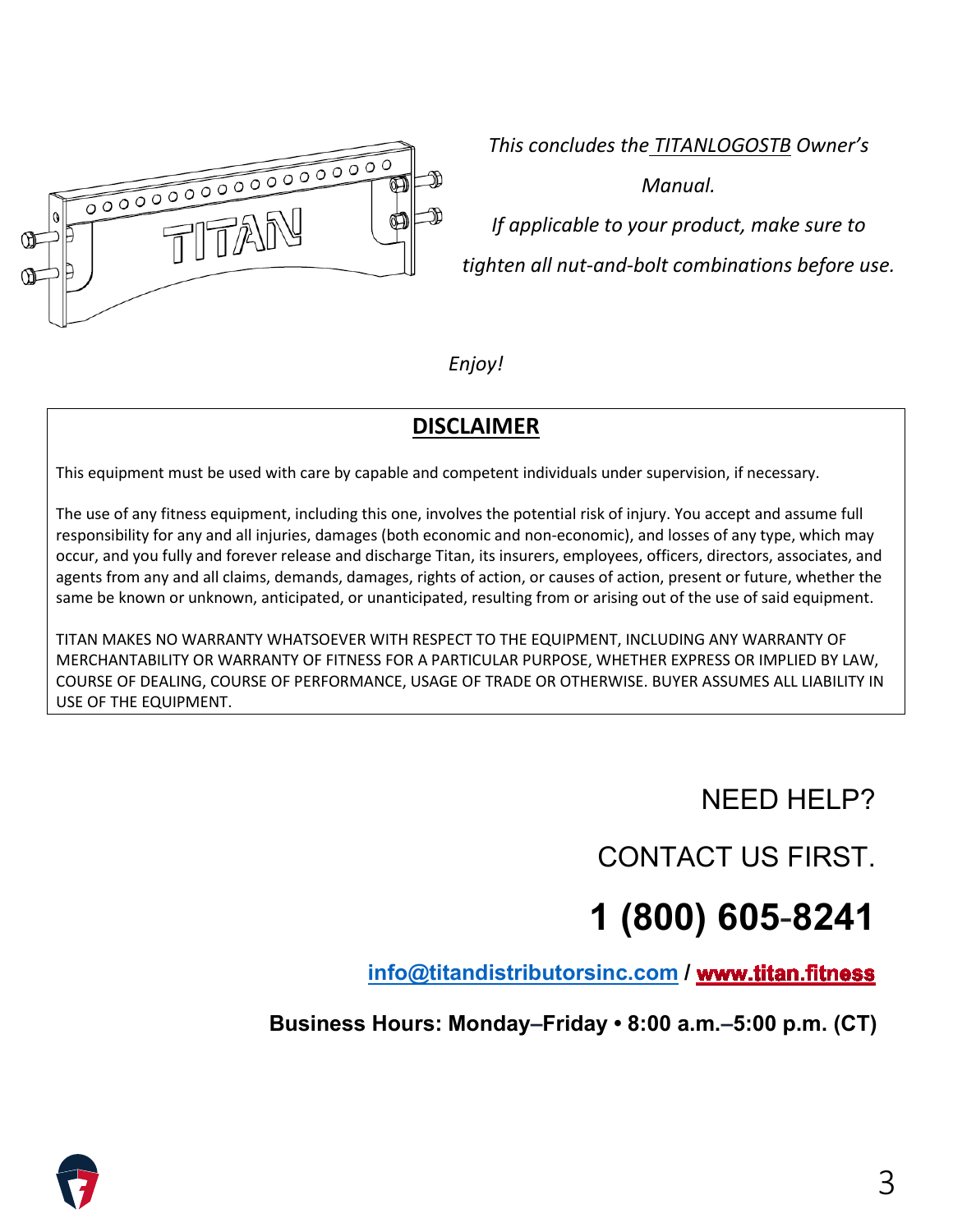*This concludes the TITANLOGOSTB Owner's Manual.*

*If applicable to your product, make sure to tighten all nut-and-bolt combinations before use.*

*Enjoy!*

## DISCLAIMER

This equipment must be used with care by capable and competent individuals under supervision, if necessary.

The use of any fitness equipment, including this one, involves the potential risk of injury. You accept and assume full responsibility for any and all injuries, damages (both economic and non-economic), and losses of any type, which may occur, and you fully and forever release and discharge Titan, its insurers, employees, officers, directors, associates, and agents from any and all claims, demands, damages, rights of action, or causes of action, present or future, whether the same be known or unknown, anticipated, or unanticipated, resulting from or arising out of the use of said equipment.

TITAN MAKES NO WARRANTY WHATSOEVER WITH RESPECT TO THE EQUIPMENT, INCLUDING ANY WARRANTY OF MERCHANTABILITY OR WARRANTY OF FITNESS FOR A PARTICULAR PURPOSE, WHETHER EXPRESS OR IMPLIED BY LAW, COURSE OF DEALING, COURSE OF PERFORMANCE, USAGE OF TRADE OR OTHERWISE. BUYER ASSUMES ALL LIABILITY IN USE OF THE EQUIPMENT.

NEED HELP?

CONTACT US FIRST.

# 1 (800) 605-8241

**info@titandistributorsinc.com / www.titan.fitness**

**Business Hours: Monday–Friday • 8:00 a.m.–5:00 p.m. (CT)**